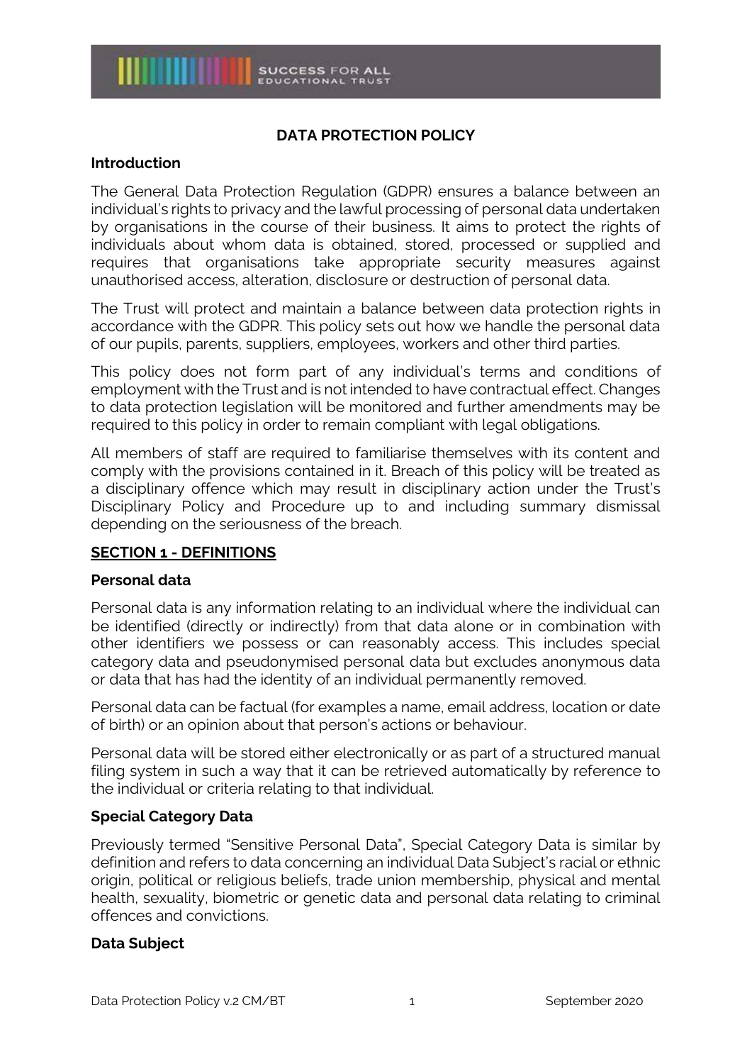# DATA PROTECTION POLICY

## Introduction

The General Data Protection Regulation (GDPR) ensures a balance between an individual's rights to privacy and the lawful processing of personal data undertaken by organisations in the course of their business. It aims to protect the rights of individuals about whom data is obtained, stored, processed or supplied and requires that organisations take appropriate security measures against unauthorised access, alteration, disclosure or destruction of personal data.

The Trust will protect and maintain a balance between data protection rights in accordance with the GDPR. This policy sets out how we handle the personal data of our pupils, parents, suppliers, employees, workers and other third parties.

This policy does not form part of any individual's terms and conditions of employment with the Trust and is not intended to have contractual effect. Changes to data protection legislation will be monitored and further amendments may be required to this policy in order to remain compliant with legal obligations.

All members of staff are required to familiarise themselves with its content and comply with the provisions contained in it. Breach of this policy will be treated as a disciplinary offence which may result in disciplinary action under the Trust's Disciplinary Policy and Procedure up to and including summary dismissal depending on the seriousness of the breach.

## SECTION 1 - DEFINITIONS

### Personal data

Personal data is any information relating to an individual where the individual can be identified (directly or indirectly) from that data alone or in combination with other identifiers we possess or can reasonably access. This includes special category data and pseudonymised personal data but excludes anonymous data or data that has had the identity of an individual permanently removed.

Personal data can be factual (for examples a name, email address, location or date of birth) or an opinion about that person's actions or behaviour.

Personal data will be stored either electronically or as part of a structured manual filing system in such a way that it can be retrieved automatically by reference to the individual or criteria relating to that individual.

### Special Category Data

Previously termed "Sensitive Personal Data", Special Category Data is similar by definition and refers to data concerning an individual Data Subject's racial or ethnic origin, political or religious beliefs, trade union membership, physical and mental health, sexuality, biometric or genetic data and personal data relating to criminal offences and convictions.

### Data Subject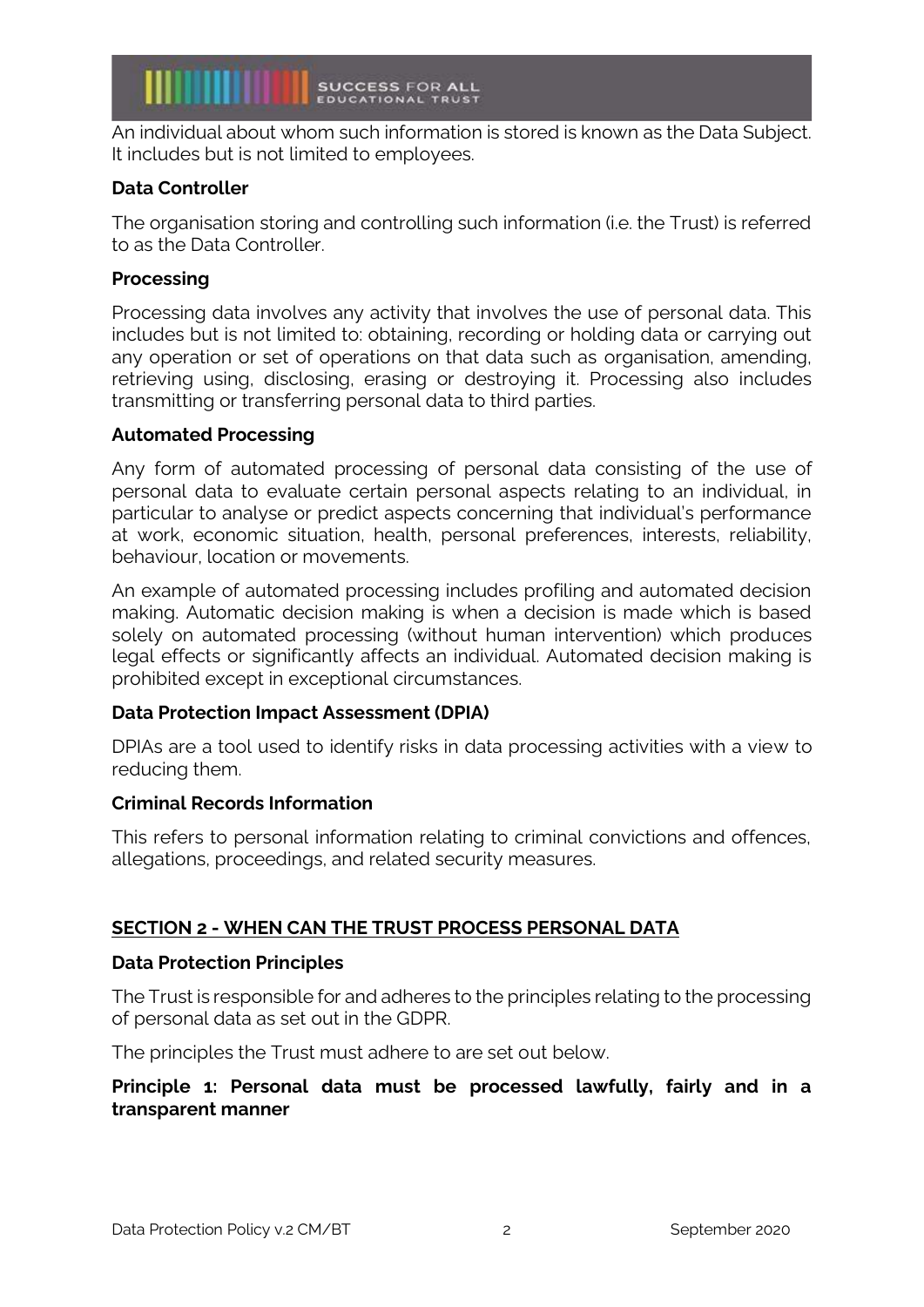An individual about whom such information is stored is known as the Data Subject. It includes but is not limited to employees.

**Data Controller**

The organisation storing and controlling such information (i.e. the Trust) is referred to as the Data Controller.

**Processing**

Processing data involves any activity that involves the use of personal data. This includes but is not limited to: obtaining, recording or holding data or carrying out any operation or set of operations on that data such as organisation, amending, retrieving using, disclosing, erasing or destroying it. Processing also includes transmitting or transferring personal data to third parties.

**Automated Processing**

Any form of automated processing of personal data consisting of the use of personal data to evaluate certain personal aspects relating to an individual, in particular to analyse or predict aspects concerning that individual's performance at work, economic situation, health, personal preferences, interests, reliability, behaviour, location or movements.

An example of automated processing includes profiling and automated decision making. Automatic decision making is when a decision is made which is based solely on automated processing (without human intervention) which produces legal effects or significantly affects an individual. Automated decision making is prohibited except in exceptional circumstances.

**Data Protection Impact Assessment (DPIA)**

DPIAs are a tool used to identify risks in data processing activities with a view to reducing them.

**Criminal Records Information**

This refers to personal information relating to criminal convictions and offences, allegations, proceedings, and related security measures.

## SECTION 2 - WHEN CAN THE TRUST PROCESS PERSONAL DATA

**Data Protection Principles**

The Trust is responsible for and adheres to the principles relating to the processing of personal data as set out in the GDPR.

The principles the Trust must adhere to are set out below.

**Principle 1: Personal data must be processed lawfully, fairly and in a transparent manner**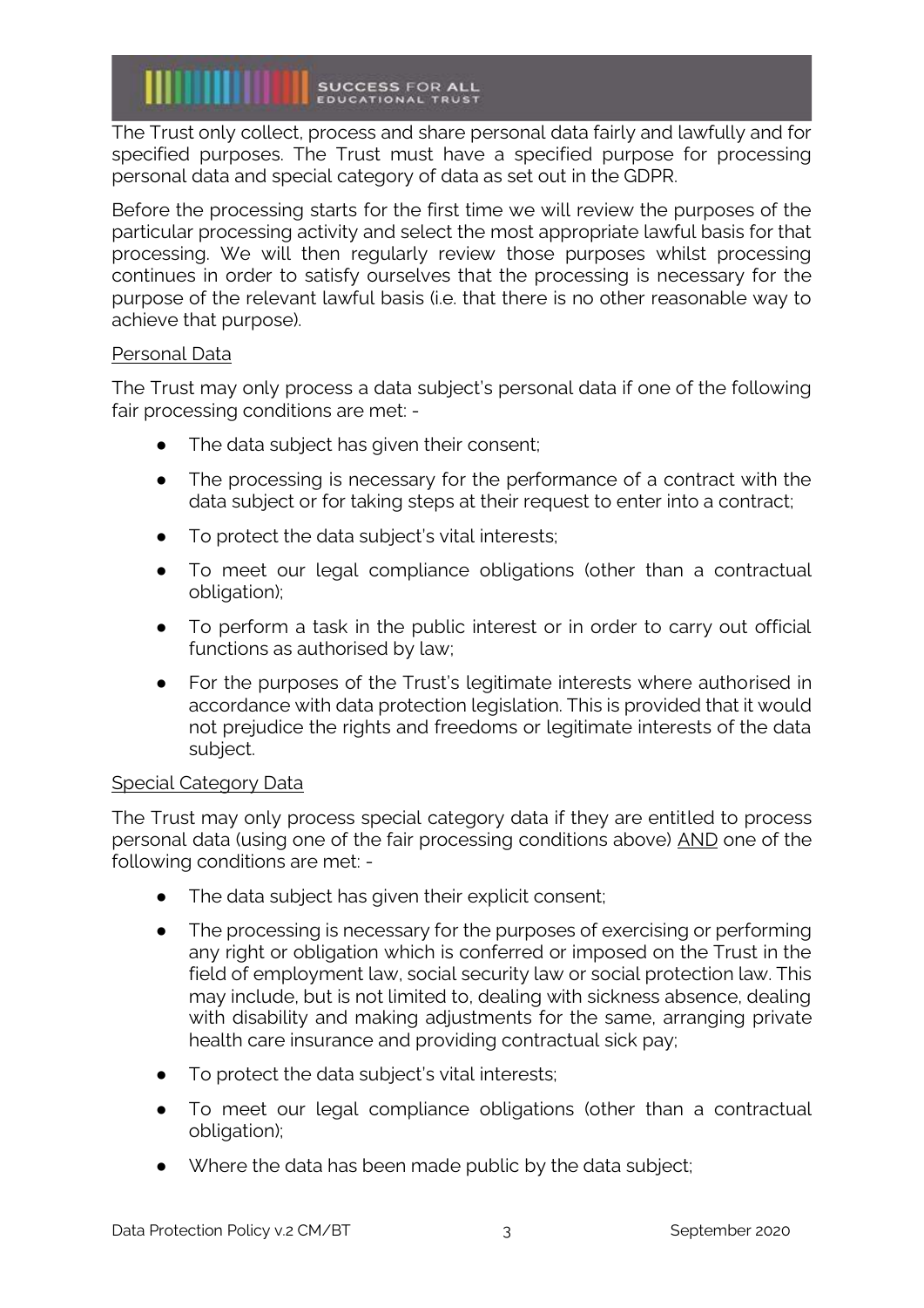The Trust only collect, process and share personal data fairly and lawfully and for specified purposes. The Trust must have a specified purpose for processing personal data and special category of data as set out in the GDPR.

Before the processing starts for the first time we will review the purposes of the particular processing activity and select the most appropriate lawful basis for that processing. We will then regularly review those purposes whilst processing continues in order to satisfy ourselves that the processing is necessary for the purpose of the relevant lawful basis (i.e. that there is no other reasonable way to achieve that purpose).

<u>Personal Data</u>

The Trust may only process a data subject's personal data if one of the following fair processing conditions are met: -

- The data subject has given their consent;
- The processing is necessary for the performance of a contract with the data subject or for taking steps at their request to enter into a contract;
- To protect the data subject's vital interests;
- To meet our legal compliance obligations (other than a contractual obligation);
- To perform a task in the public interest or in order to carry out official functions as authorised by law;
- For the purposes of the Trust's legitimate interests where authorised in accordance with data protection legislation. This is provided that it would not prejudice the rights and freedoms or legitimate interests of the data subject.

<u>Special Category Data</u>

The Trust may only process special category data if they are entitled to process personal data (using one of the fair processing conditions above) <u>AND</u> one of the following conditions are met: -

- The data subject has given their explicit consent;
- The processing is necessary for the purposes of exercising or performing any right or obligation which is conferred or imposed on the Trust in the field of employment law, social security law or social protection law. This may include, but is not limited to, dealing with sickness absence, dealing with disability and making adjustments for the same, arranging private health care insurance and providing contractual sick pay;
- To protect the data subject's vital interests;
- To meet our legal compliance obligations (other than a contractual obligation);
- Where the data has been made public by the data subject;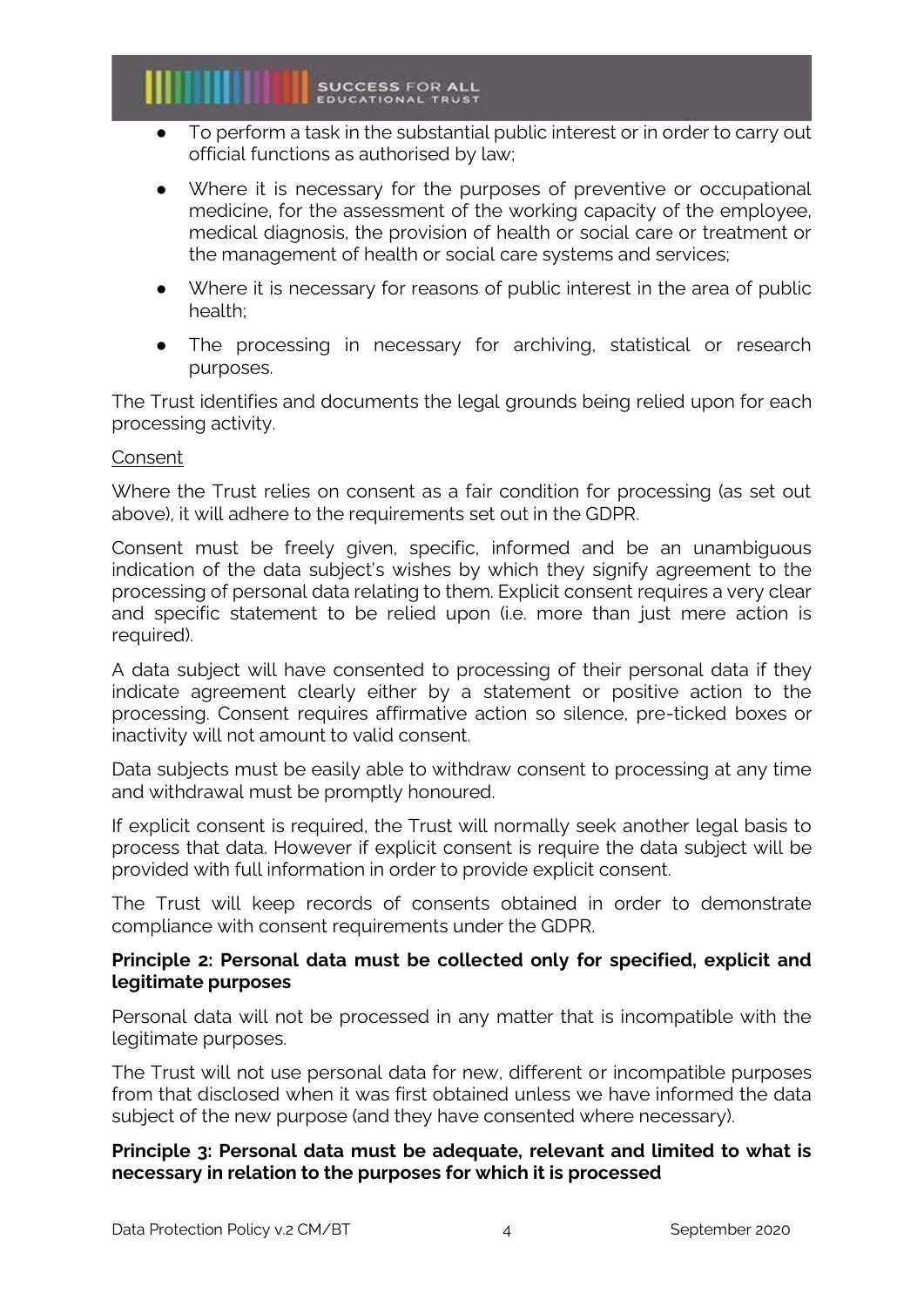- To perform a task in the substantial public interest or in order to carry out official functions as authorised by law;
- Where it is necessary for the purposes of preventive or occupational medicine, for the assessment of the working capacity of the employee, medical diagnosis, the provision of health or social care or treatment or the management of health or social care systems and services;
- Where it is necessary for reasons of public interest in the area of public health;
- The processing in necessary for archiving, statistical or research purposes.

The Trust identifies and documents the legal grounds being relied upon for each processing activity.

Consent

Where the Trust relies on consent as a fair condition for processing (as set out above), it will adhere to the requirements set out in the GDPR.

Consent must be freely given, specific, informed and be an unambiguous indication of the data subject's wishes by which they signify agreement to the processing of personal data relating to them. Explicit consent requires a very clear and specific statement to be relied upon (i.e. more than just mere action is required).

A data subject will have consented to processing of their personal data if they indicate agreement clearly either by a statement or positive action to the processing. Consent requires affirmative action so silence, pre-ticked boxes or inactivity will not amount to valid consent.

Data subjects must be easily able to withdraw consent to processing at any time and withdrawal must be promptly honoured.

If explicit consent is required, the Trust will normally seek another legal basis to process that data. However if explicit consent is require the data subject will be provided with full information in order to provide explicit consent.

The Trust will keep records of consents obtained in order to demonstrate compliance with consent requirements under the GDPR.

**Principle 2: Personal data must be collected only for specified, explicit and legitimate purposes**

Personal data will not be processed in any matter that is incompatible with the legitimate purposes.

The Trust will not use personal data for new, different or incompatible purposes from that disclosed when it was first obtained unless we have informed the data subject of the new purpose (and they have consented where necessary).

**Principle 3: Personal data must be adequate, relevant and limited to what is necessary in relation to the purposes for which it is processed**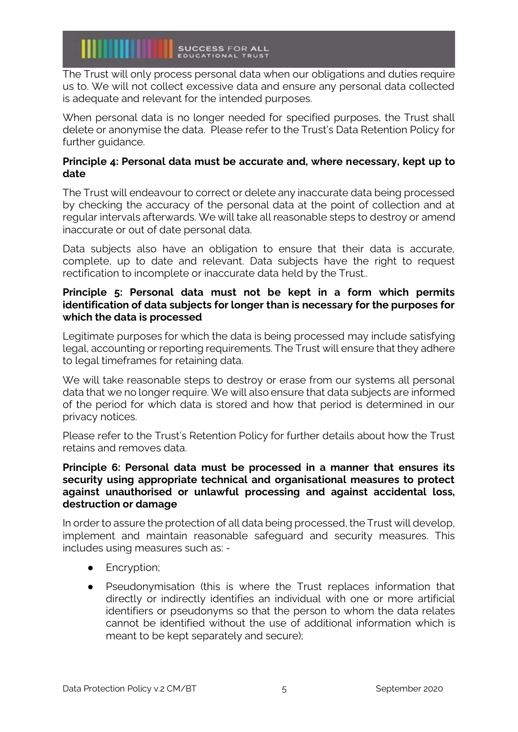The Trust will only process personal data when our obligations and duties require us to. We will not collect excessive data and ensure any personal data collected is adequate and relevant for the intended purposes.

When personal data is no longer needed for specified purposes, the Trust shall delete or anonymise the data. Please refer to the Trust's Data Retention Policy for further guidance.

**Principle 4: Personal data must be accurate and, where necessary, kept up to date**

The Trust will endeavour to correct or delete any inaccurate data being processed by checking the accuracy of the personal data at the point of collection and at regular intervals afterwards. We will take all reasonable steps to destroy or amend inaccurate or out of date personal data.

Data subjects also have an obligation to ensure that their data is accurate, complete, up to date and relevant. Data subjects have the right to request rectification to incomplete or inaccurate data held by the Trust..

**Principle 5: Personal data must not be kept in a form which permits identification of data subjects for longer than is necessary for the purposes for which the data is processed**

Legitimate purposes for which the data is being processed may include satisfying legal, accounting or reporting requirements. The Trust will ensure that they adhere to legal timeframes for retaining data.

We will take reasonable steps to destroy or erase from our systems all personal data that we no longer require. We will also ensure that data subjects are informed of the period for which data is stored and how that period is determined in our privacy notices.

Please refer to the Trust's Retention Policy for further details about how the Trust retains and removes data.

**Principle 6: Personal data must be processed in a manner that ensures its security using appropriate technical and organisational measures to protect against unauthorised or unlawful processing and against accidental loss, destruction or damage**

In order to assure the protection of all data being processed, the Trust will develop, implement and maintain reasonable safeguard and security measures. This includes using measures such as: -

- Encryption;
- Pseudonymisation (this is where the Trust replaces information that directly or indirectly identifies an individual with one or more artificial identifiers or pseudonyms so that the person to whom the data relates cannot be identified without the use of additional information which is meant to be kept separately and secure);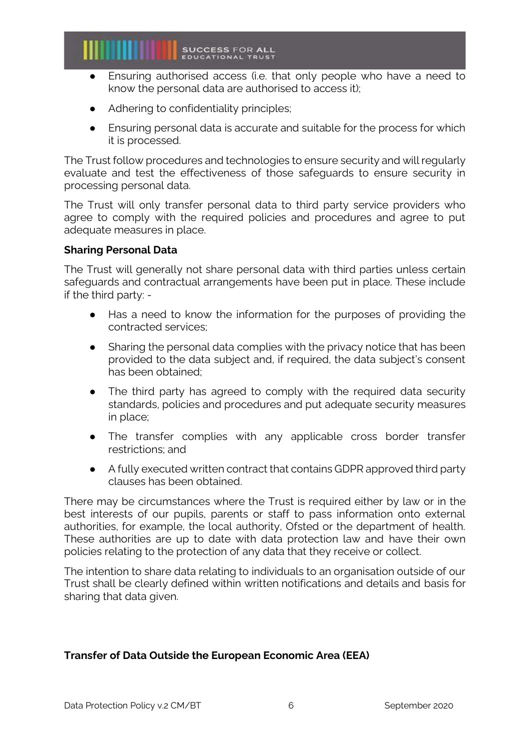- Ensuring authorised access (i.e. that only people who have a need to know the personal data are authorised to access it);
- Adhering to confidentiality principles;
- Ensuring personal data is accurate and suitable for the process for which it is processed.

The Trust follow procedures and technologies to ensure security and will regularly evaluate and test the effectiveness of those safeguards to ensure security in processing personal data.

The Trust will only transfer personal data to third party service providers who agree to comply with the required policies and procedures and agree to put adequate measures in place.

**Sharing Personal Data**

The Trust will generally not share personal data with third parties unless certain safeguards and contractual arrangements have been put in place. These include if the third party: -

- Has a need to know the information for the purposes of providing the contracted services;
- Sharing the personal data complies with the privacy notice that has been provided to the data subject and, if required, the data subject's consent has been obtained;
- The third party has agreed to comply with the required data security standards, policies and procedures and put adequate security measures in place;
- The transfer complies with any applicable cross border transfer restrictions; and
- A fully executed written contract that contains GDPR approved third party clauses has been obtained.

There may be circumstances where the Trust is required either by law or in the best interests of our pupils, parents or staff to pass information onto external authorities, for example, the local authority, Ofsted or the department of health. These authorities are up to date with data protection law and have their own policies relating to the protection of any data that they receive or collect.

The intention to share data relating to individuals to an organisation outside of our Trust shall be clearly defined within written notifications and details and basis for sharing that data given.

**Transfer of Data Outside the European Economic Area (EEA)**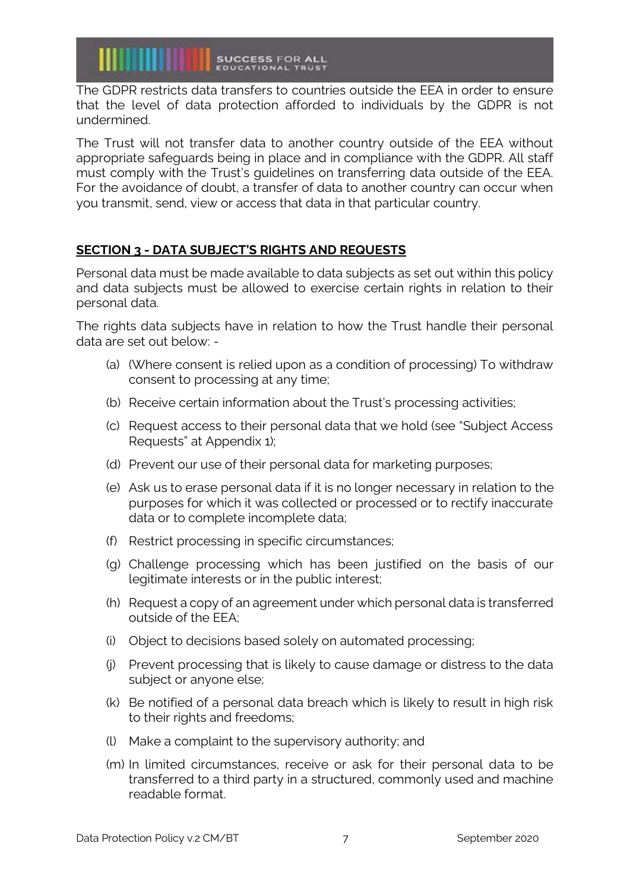The GDPR restricts data transfers to countries outside the EEA in order to ensure that the level of data protection afforded to individuals by the GDPR is not undermined.

The Trust will not transfer data to another country outside of the EEA without appropriate safeguards being in place and in compliance with the GDPR. All staff must comply with the Trust's guidelines on transferring data outside of the EEA. For the avoidance of doubt, a transfer of data to another country can occur when you transmit, send, view or access that data in that particular country.

## SECTION 3 - DATA SUBJECT'S RIGHTS AND REQUESTS

Personal data must be made available to data subjects as set out within this policy and data subjects must be allowed to exercise certain rights in relation to their personal data.

The rights data subjects have in relation to how the Trust handle their personal data are set out below: -

(a) (Where consent is relied upon as a condition of processing) To withdraw consent to processing at any time;

(b) Receive certain information about the Trust's processing activities;

(c) Request access to their personal data that we hold (see "Subject Access Requests" at Appendix 1);

(d) Prevent our use of their personal data for marketing purposes;

(e) Ask us to erase personal data if it is no longer necessary in relation to the purposes for which it was collected or processed or to rectify inaccurate data or to complete incomplete data;

(f) Restrict processing in specific circumstances;

(g) Challenge processing which has been justified on the basis of our legitimate interests or in the public interest;

(h) Request a copy of an agreement under which personal data is transferred outside of the EEA;

(i) Object to decisions based solely on automated processing;

(j) Prevent processing that is likely to cause damage or distress to the data subject or anyone else;

(k) Be notified of a personal data breach which is likely to result in high risk to their rights and freedoms;

(l) Make a complaint to the supervisory authority; and

(m) In limited circumstances, receive or ask for their personal data to be transferred to a third party in a structured, commonly used and machine readable format.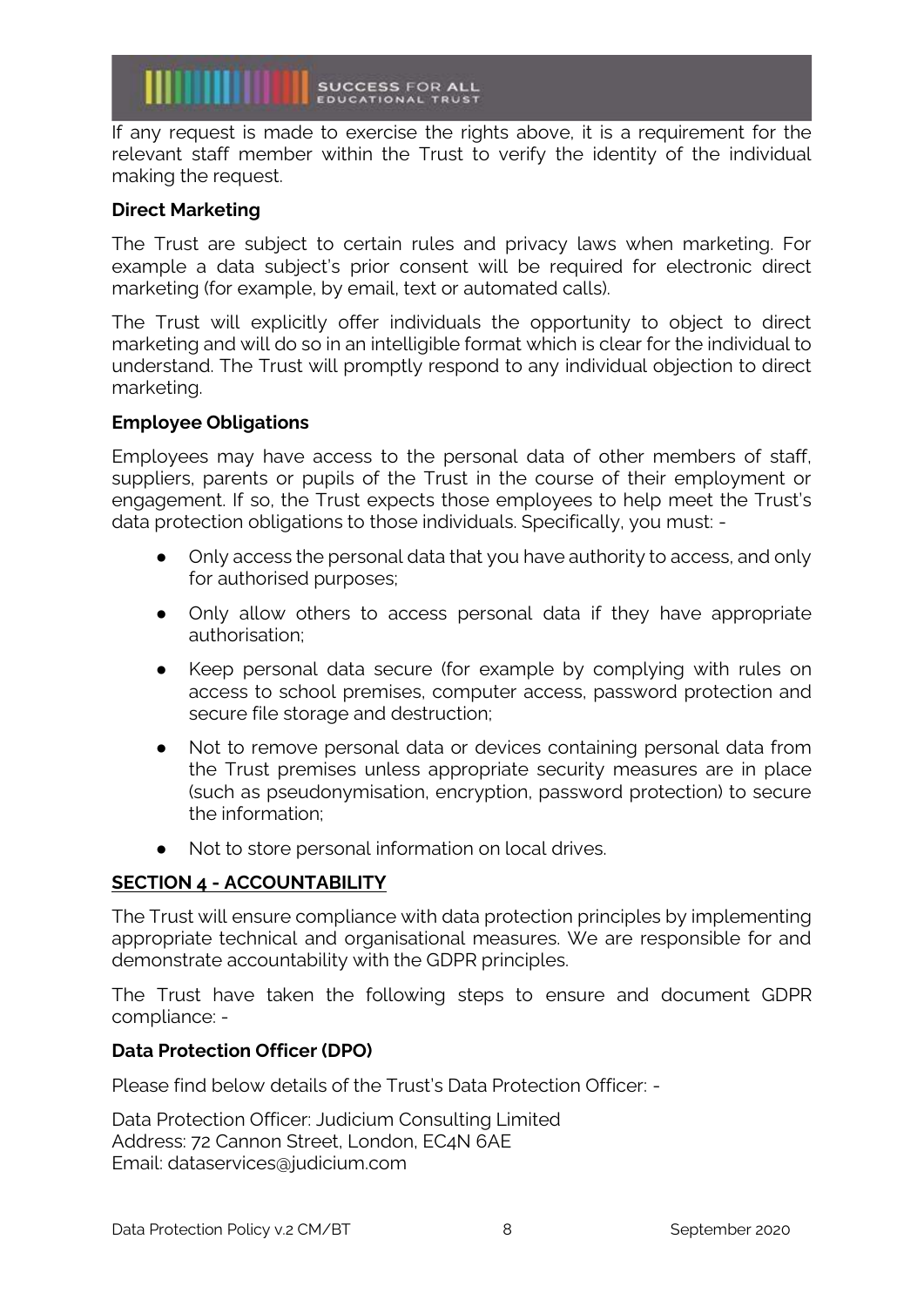If any request is made to exercise the rights above, it is a requirement for the relevant staff member within the Trust to verify the identity of the individual making the request.

**Direct Marketing**

The Trust are subject to certain rules and privacy laws when marketing. For example a data subject's prior consent will be required for electronic direct marketing (for example, by email, text or automated calls).

The Trust will explicitly offer individuals the opportunity to object to direct marketing and will do so in an intelligible format which is clear for the individual to understand. The Trust will promptly respond to any individual objection to direct marketing.

**Employee Obligations**

Employees may have access to the personal data of other members of staff, suppliers, parents or pupils of the Trust in the course of their employment or engagement. If so, the Trust expects those employees to help meet the Trust's data protection obligations to those individuals. Specifically, you must: -

- Only access the personal data that you have authority to access, and only for authorised purposes;
- Only allow others to access personal data if they have appropriate authorisation;
- Keep personal data secure (for example by complying with rules on access to school premises, computer access, password protection and secure file storage and destruction;
- Not to remove personal data or devices containing personal data from the Trust premises unless appropriate security measures are in place (such as pseudonymisation, encryption, password protection) to secure the information;
- Not to store personal information on local drives.

## SECTION 4 - ACCOUNTABILITY

The Trust will ensure compliance with data protection principles by implementing appropriate technical and organisational measures. We are responsible for and demonstrate accountability with the GDPR principles.

The Trust have taken the following steps to ensure and document GDPR compliance: -

**Data Protection Officer (DPO)**

Please find below details of the Trust's Data Protection Officer: -

Data Protection Officer: Judicium Consulting Limited
Address: 72 Cannon Street, London, EC4N 6AE
Email: dataservices@judicium.com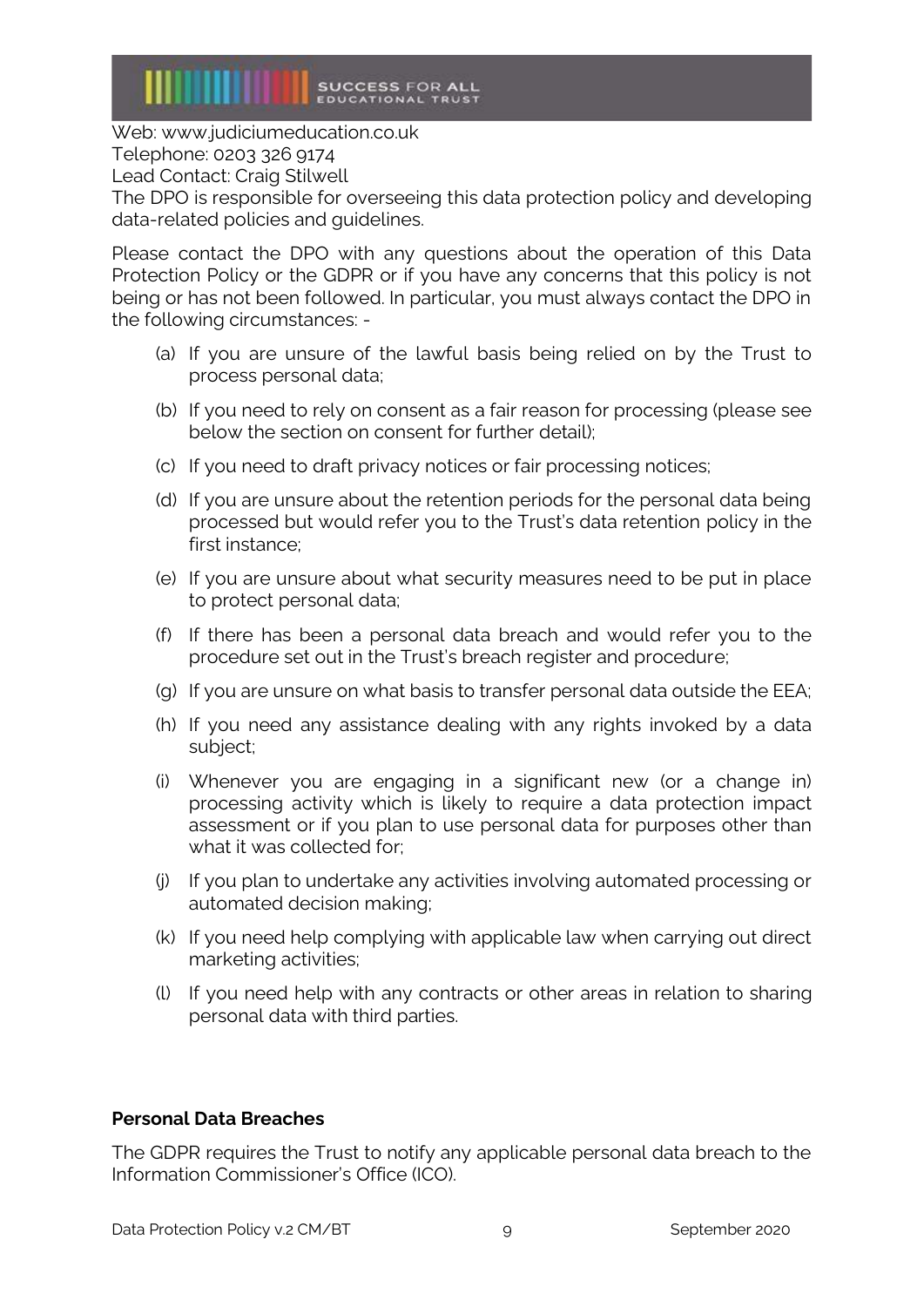Web: www.judiciumeducation.co.uk
Telephone: 0203 326 9174
Lead Contact: Craig Stilwell
The DPO is responsible for overseeing this data protection policy and developing data-related policies and guidelines.

Please contact the DPO with any questions about the operation of this Data Protection Policy or the GDPR or if you have any concerns that this policy is not being or has not been followed. In particular, you must always contact the DPO in the following circumstances: -

(a) If you are unsure of the lawful basis being relied on by the Trust to process personal data;

(b) If you need to rely on consent as a fair reason for processing (please see below the section on consent for further detail);

(c) If you need to draft privacy notices or fair processing notices;

(d) If you are unsure about the retention periods for the personal data being processed but would refer you to the Trust's data retention policy in the first instance;

(e) If you are unsure about what security measures need to be put in place to protect personal data;

(f) If there has been a personal data breach and would refer you to the procedure set out in the Trust's breach register and procedure;

(g) If you are unsure on what basis to transfer personal data outside the EEA;

(h) If you need any assistance dealing with any rights invoked by a data subject;

(i) Whenever you are engaging in a significant new (or a change in) processing activity which is likely to require a data protection impact assessment or if you plan to use personal data for purposes other than what it was collected for;

(j) If you plan to undertake any activities involving automated processing or automated decision making;

(k) If you need help complying with applicable law when carrying out direct marketing activities;

(l) If you need help with any contracts or other areas in relation to sharing personal data with third parties.

**Personal Data Breaches**

The GDPR requires the Trust to notify any applicable personal data breach to the Information Commissioner's Office (ICO).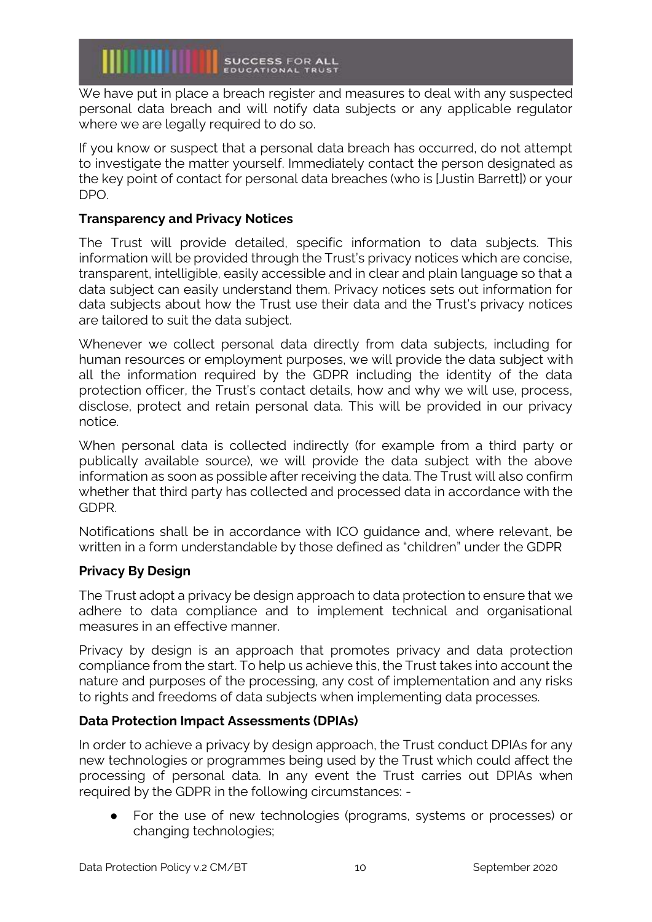We have put in place a breach register and measures to deal with any suspected personal data breach and will notify data subjects or any applicable regulator where we are legally required to do so.

If you know or suspect that a personal data breach has occurred, do not attempt to investigate the matter yourself. Immediately contact the person designated as the key point of contact for personal data breaches (who is [Justin Barrett]) or your DPO.

**Transparency and Privacy Notices**

The Trust will provide detailed, specific information to data subjects. This information will be provided through the Trust's privacy notices which are concise, transparent, intelligible, easily accessible and in clear and plain language so that a data subject can easily understand them. Privacy notices sets out information for data subjects about how the Trust use their data and the Trust's privacy notices are tailored to suit the data subject.

Whenever we collect personal data directly from data subjects, including for human resources or employment purposes, we will provide the data subject with all the information required by the GDPR including the identity of the data protection officer, the Trust's contact details, how and why we will use, process, disclose, protect and retain personal data. This will be provided in our privacy notice.

When personal data is collected indirectly (for example from a third party or publically available source), we will provide the data subject with the above information as soon as possible after receiving the data. The Trust will also confirm whether that third party has collected and processed data in accordance with the GDPR.

Notifications shall be in accordance with ICO guidance and, where relevant, be written in a form understandable by those defined as "children" under the GDPR

**Privacy By Design**

The Trust adopt a privacy be design approach to data protection to ensure that we adhere to data compliance and to implement technical and organisational measures in an effective manner.

Privacy by design is an approach that promotes privacy and data protection compliance from the start. To help us achieve this, the Trust takes into account the nature and purposes of the processing, any cost of implementation and any risks to rights and freedoms of data subjects when implementing data processes.

**Data Protection Impact Assessments (DPIAs)**

In order to achieve a privacy by design approach, the Trust conduct DPIAs for any new technologies or programmes being used by the Trust which could affect the processing of personal data. In any event the Trust carries out DPIAs when required by the GDPR in the following circumstances: -

- For the use of new technologies (programs, systems or processes) or changing technologies;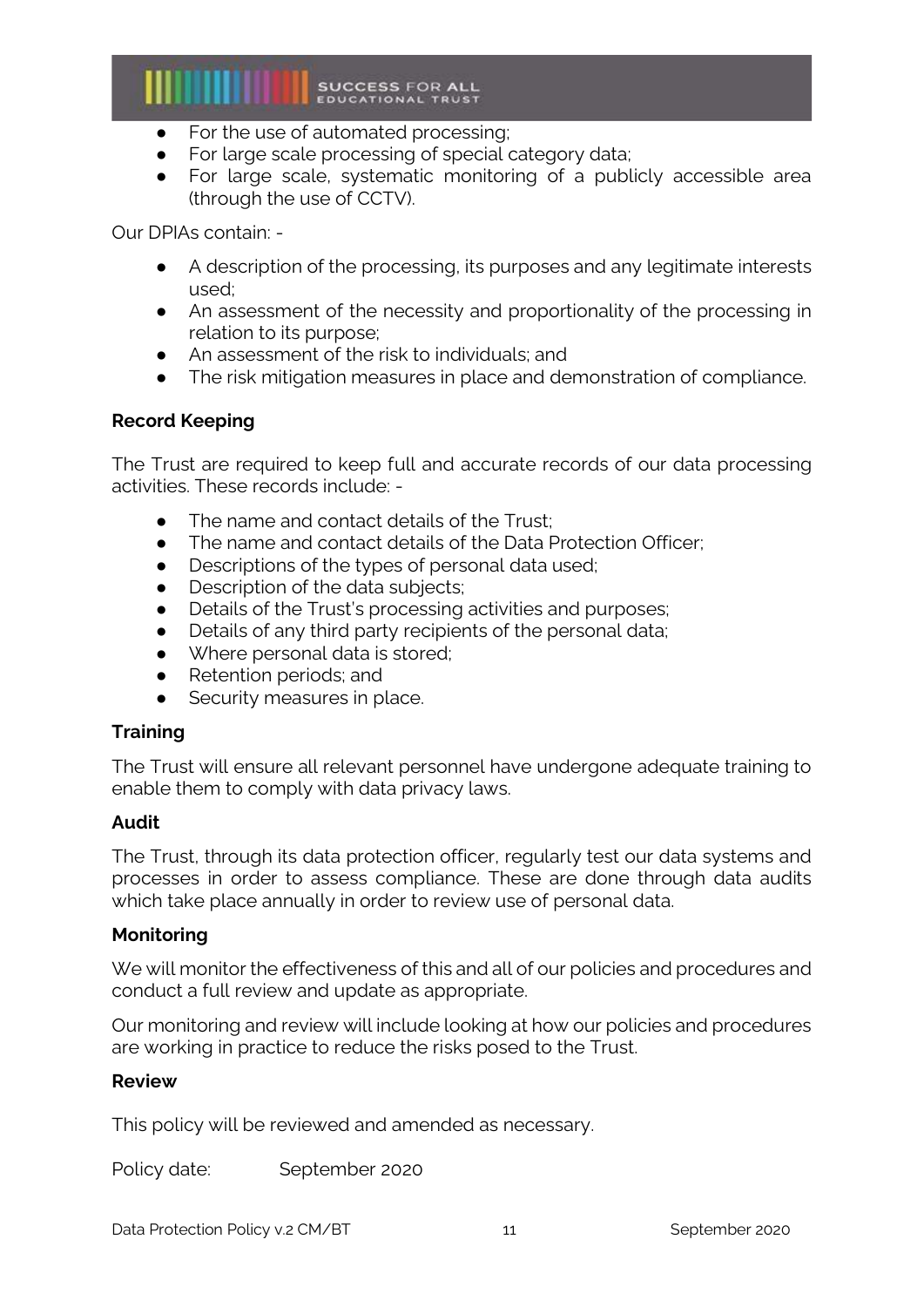- For the use of automated processing;
- For large scale processing of special category data;
- For large scale, systematic monitoring of a publicly accessible area (through the use of CCTV).

Our DPIAs contain: -

- A description of the processing, its purposes and any legitimate interests used;
- An assessment of the necessity and proportionality of the processing in relation to its purpose;
- An assessment of the risk to individuals; and
- The risk mitigation measures in place and demonstration of compliance.

**Record Keeping**

The Trust are required to keep full and accurate records of our data processing activities. These records include: -

- The name and contact details of the Trust;
- The name and contact details of the Data Protection Officer;
- Descriptions of the types of personal data used;
- Description of the data subjects;
- Details of the Trust's processing activities and purposes;
- Details of any third party recipients of the personal data;
- Where personal data is stored;
- Retention periods; and
- Security measures in place.

**Training**

The Trust will ensure all relevant personnel have undergone adequate training to enable them to comply with data privacy laws.

**Audit**

The Trust, through its data protection officer, regularly test our data systems and processes in order to assess compliance. These are done through data audits which take place annually in order to review use of personal data.

**Monitoring**

We will monitor the effectiveness of this and all of our policies and procedures and conduct a full review and update as appropriate.

Our monitoring and review will include looking at how our policies and procedures are working in practice to reduce the risks posed to the Trust.

**Review**

This policy will be reviewed and amended as necessary.

Policy date: September 2020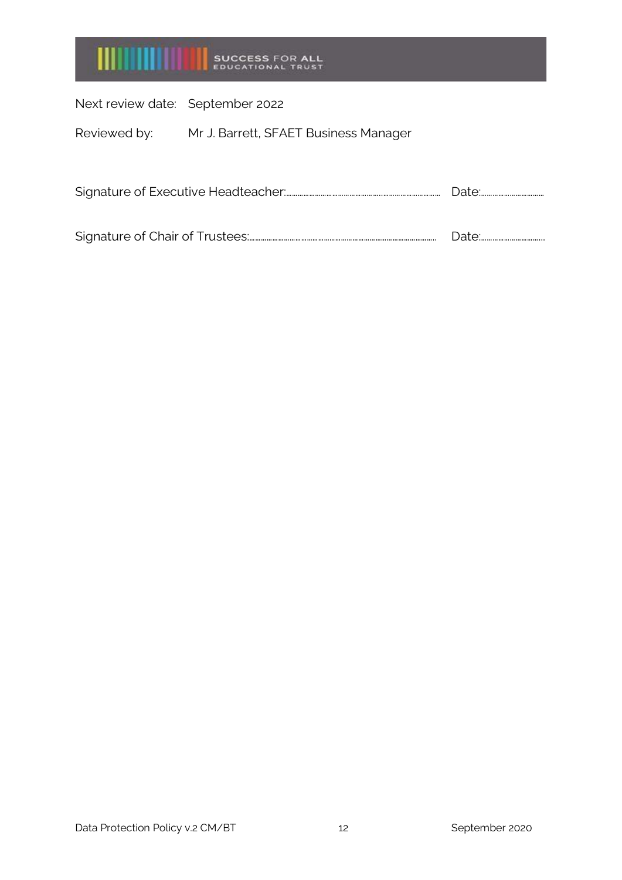Next review date: September 2022

Reviewed by: Mr J. Barrett, SFAET Business Manager

Signature of Executive Headteacher:............................................................................ Date:.................................

Signature of Chair of Trustees:............................................................................................ Date:.................................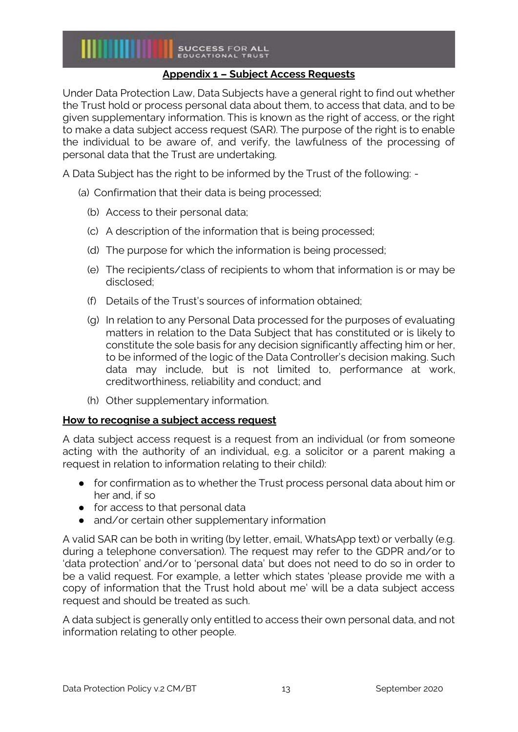## Appendix 1 – Subject Access Requests

Under Data Protection Law, Data Subjects have a general right to find out whether the Trust hold or process personal data about them, to access that data, and to be given supplementary information. This is known as the right of access, or the right to make a data subject access request (SAR). The purpose of the right is to enable the individual to be aware of, and verify, the lawfulness of the processing of personal data that the Trust are undertaking.

A Data Subject has the right to be informed by the Trust of the following: -

(a) Confirmation that their data is being processed;

(b) Access to their personal data;

(c) A description of the information that is being processed;

(d) The purpose for which the information is being processed;

(e) The recipients/class of recipients to whom that information is or may be disclosed;

(f) Details of the Trust's sources of information obtained;

(g) In relation to any Personal Data processed for the purposes of evaluating matters in relation to the Data Subject that has constituted or is likely to constitute the sole basis for any decision significantly affecting him or her, to be informed of the logic of the Data Controller's decision making. Such data may include, but is not limited to, performance at work, creditworthiness, reliability and conduct; and

(h) Other supplementary information.

### How to recognise a subject access request

A data subject access request is a request from an individual (or from someone acting with the authority of an individual, e.g. a solicitor or a parent making a request in relation to information relating to their child):

- for confirmation as to whether the Trust process personal data about him or her and, if so
- for access to that personal data
- and/or certain other supplementary information

A valid SAR can be both in writing (by letter, email, WhatsApp text) or verbally (e.g. during a telephone conversation). The request may refer to the GDPR and/or to 'data protection' and/or to 'personal data' but does not need to do so in order to be a valid request. For example, a letter which states 'please provide me with a copy of information that the Trust hold about me' will be a data subject access request and should be treated as such.

A data subject is generally only entitled to access their own personal data, and not information relating to other people.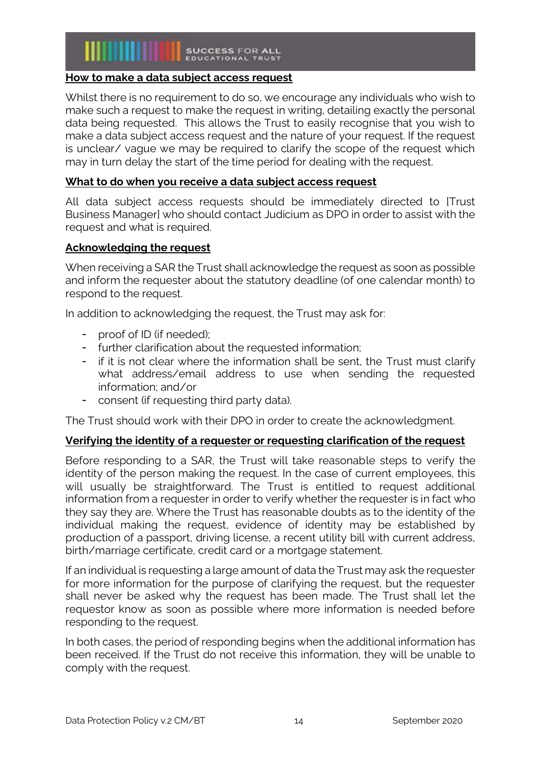**How to make a data subject access request**

Whilst there is no requirement to do so, we encourage any individuals who wish to make such a request to make the request in writing, detailing exactly the personal data being requested. This allows the Trust to easily recognise that you wish to make a data subject access request and the nature of your request. If the request is unclear/ vague we may be required to clarify the scope of the request which may in turn delay the start of the time period for dealing with the request.

**What to do when you receive a data subject access request**

All data subject access requests should be immediately directed to [Trust Business Manager] who should contact Judicium as DPO in order to assist with the request and what is required.

**Acknowledging the request**

When receiving a SAR the Trust shall acknowledge the request as soon as possible and inform the requester about the statutory deadline (of one calendar month) to respond to the request.

In addition to acknowledging the request, the Trust may ask for:

- proof of ID (if needed);
- further clarification about the requested information;
- if it is not clear where the information shall be sent, the Trust must clarify what address/email address to use when sending the requested information; and/or
- consent (if requesting third party data).

The Trust should work with their DPO in order to create the acknowledgment.

**Verifying the identity of a requester or requesting clarification of the request**

Before responding to a SAR, the Trust will take reasonable steps to verify the identity of the person making the request. In the case of current employees, this will usually be straightforward. The Trust is entitled to request additional information from a requester in order to verify whether the requester is in fact who they say they are. Where the Trust has reasonable doubts as to the identity of the individual making the request, evidence of identity may be established by production of a passport, driving license, a recent utility bill with current address, birth/marriage certificate, credit card or a mortgage statement.

If an individual is requesting a large amount of data the Trust may ask the requester for more information for the purpose of clarifying the request, but the requester shall never be asked why the request has been made. The Trust shall let the requestor know as soon as possible where more information is needed before responding to the request.

In both cases, the period of responding begins when the additional information has been received. If the Trust do not receive this information, they will be unable to comply with the request.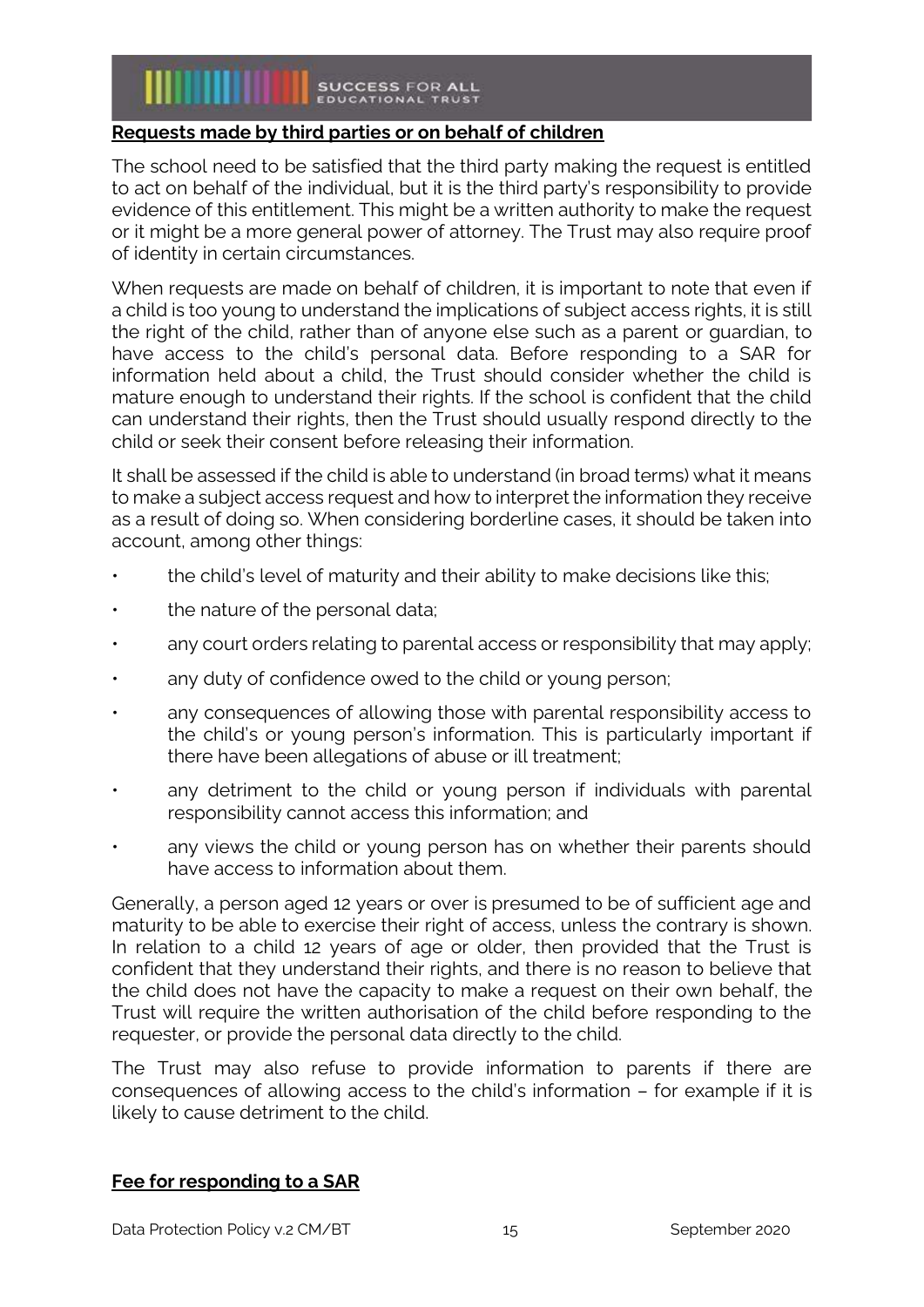**Requests made by third parties or on behalf of children**

The school need to be satisfied that the third party making the request is entitled to act on behalf of the individual, but it is the third party's responsibility to provide evidence of this entitlement. This might be a written authority to make the request or it might be a more general power of attorney. The Trust may also require proof of identity in certain circumstances.

When requests are made on behalf of children, it is important to note that even if a child is too young to understand the implications of subject access rights, it is still the right of the child, rather than of anyone else such as a parent or guardian, to have access to the child's personal data. Before responding to a SAR for information held about a child, the Trust should consider whether the child is mature enough to understand their rights. If the school is confident that the child can understand their rights, then the Trust should usually respond directly to the child or seek their consent before releasing their information.

It shall be assessed if the child is able to understand (in broad terms) what it means to make a subject access request and how to interpret the information they receive as a result of doing so. When considering borderline cases, it should be taken into account, among other things:

- the child's level of maturity and their ability to make decisions like this;
- the nature of the personal data;
- any court orders relating to parental access or responsibility that may apply;
- any duty of confidence owed to the child or young person;
- any consequences of allowing those with parental responsibility access to the child's or young person's information. This is particularly important if there have been allegations of abuse or ill treatment;
- any detriment to the child or young person if individuals with parental responsibility cannot access this information; and
- any views the child or young person has on whether their parents should have access to information about them.

Generally, a person aged 12 years or over is presumed to be of sufficient age and maturity to be able to exercise their right of access, unless the contrary is shown. In relation to a child 12 years of age or older, then provided that the Trust is confident that they understand their rights, and there is no reason to believe that the child does not have the capacity to make a request on their own behalf, the Trust will require the written authorisation of the child before responding to the requester, or provide the personal data directly to the child.

The Trust may also refuse to provide information to parents if there are consequences of allowing access to the child's information – for example if it is likely to cause detriment to the child.

**Fee for responding to a SAR**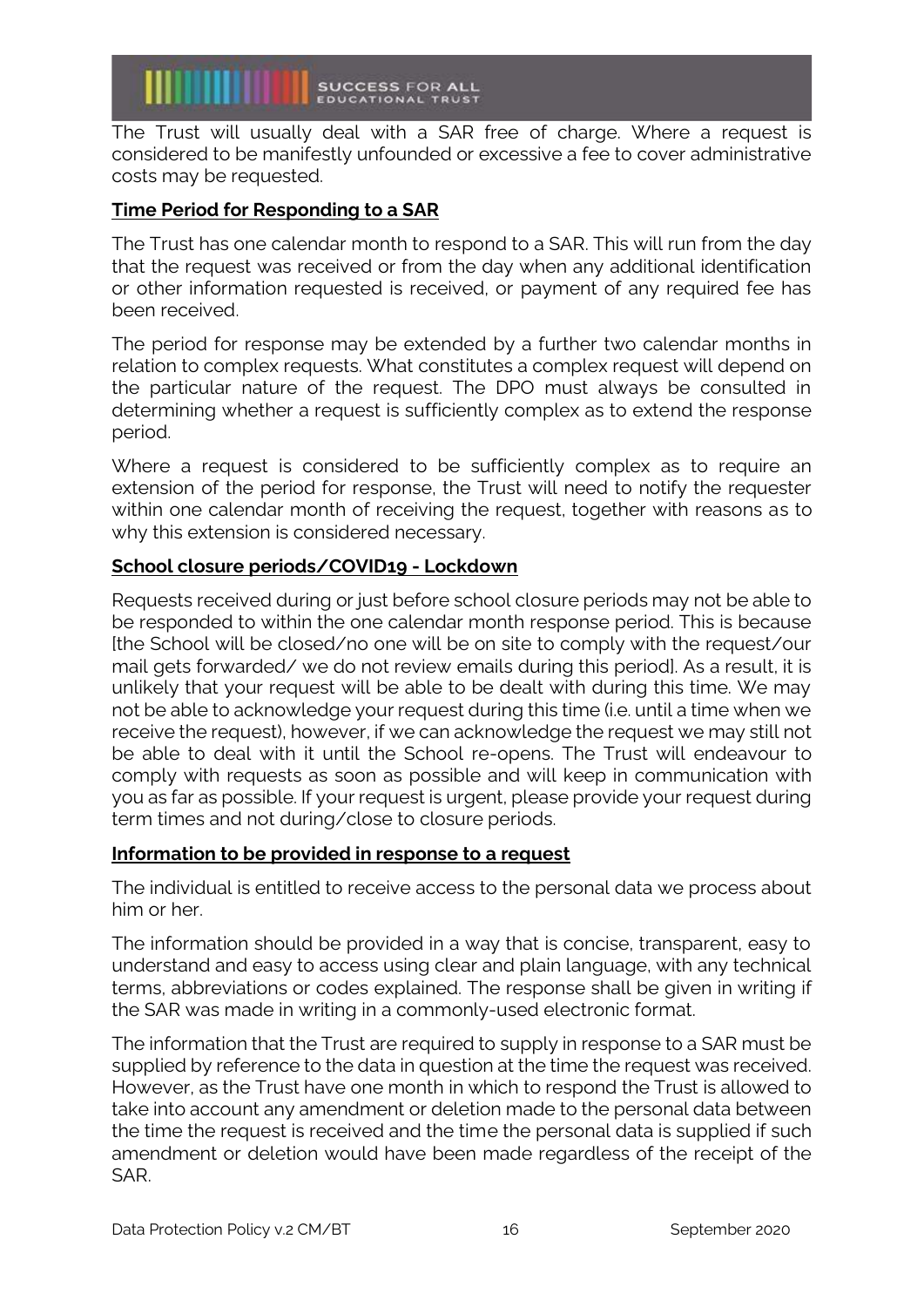The Trust will usually deal with a SAR free of charge. Where a request is considered to be manifestly unfounded or excessive a fee to cover administrative costs may be requested.

**Time Period for Responding to a SAR**

The Trust has one calendar month to respond to a SAR. This will run from the day that the request was received or from the day when any additional identification or other information requested is received, or payment of any required fee has been received.

The period for response may be extended by a further two calendar months in relation to complex requests. What constitutes a complex request will depend on the particular nature of the request. The DPO must always be consulted in determining whether a request is sufficiently complex as to extend the response period.

Where a request is considered to be sufficiently complex as to require an extension of the period for response, the Trust will need to notify the requester within one calendar month of receiving the request, together with reasons as to why this extension is considered necessary.

**School closure periods/COVID19 - Lockdown**

Requests received during or just before school closure periods may not be able to be responded to within the one calendar month response period. This is because [the School will be closed/no one will be on site to comply with the request/our mail gets forwarded/ we do not review emails during this period]. As a result, it is unlikely that your request will be able to be dealt with during this time. We may not be able to acknowledge your request during this time (i.e. until a time when we receive the request), however, if we can acknowledge the request we may still not be able to deal with it until the School re-opens. The Trust will endeavour to comply with requests as soon as possible and will keep in communication with you as far as possible. If your request is urgent, please provide your request during term times and not during/close to closure periods.

**Information to be provided in response to a request**

The individual is entitled to receive access to the personal data we process about him or her.

The information should be provided in a way that is concise, transparent, easy to understand and easy to access using clear and plain language, with any technical terms, abbreviations or codes explained. The response shall be given in writing if the SAR was made in writing in a commonly-used electronic format.

The information that the Trust are required to supply in response to a SAR must be supplied by reference to the data in question at the time the request was received. However, as the Trust have one month in which to respond the Trust is allowed to take into account any amendment or deletion made to the personal data between the time the request is received and the time the personal data is supplied if such amendment or deletion would have been made regardless of the receipt of the SAR.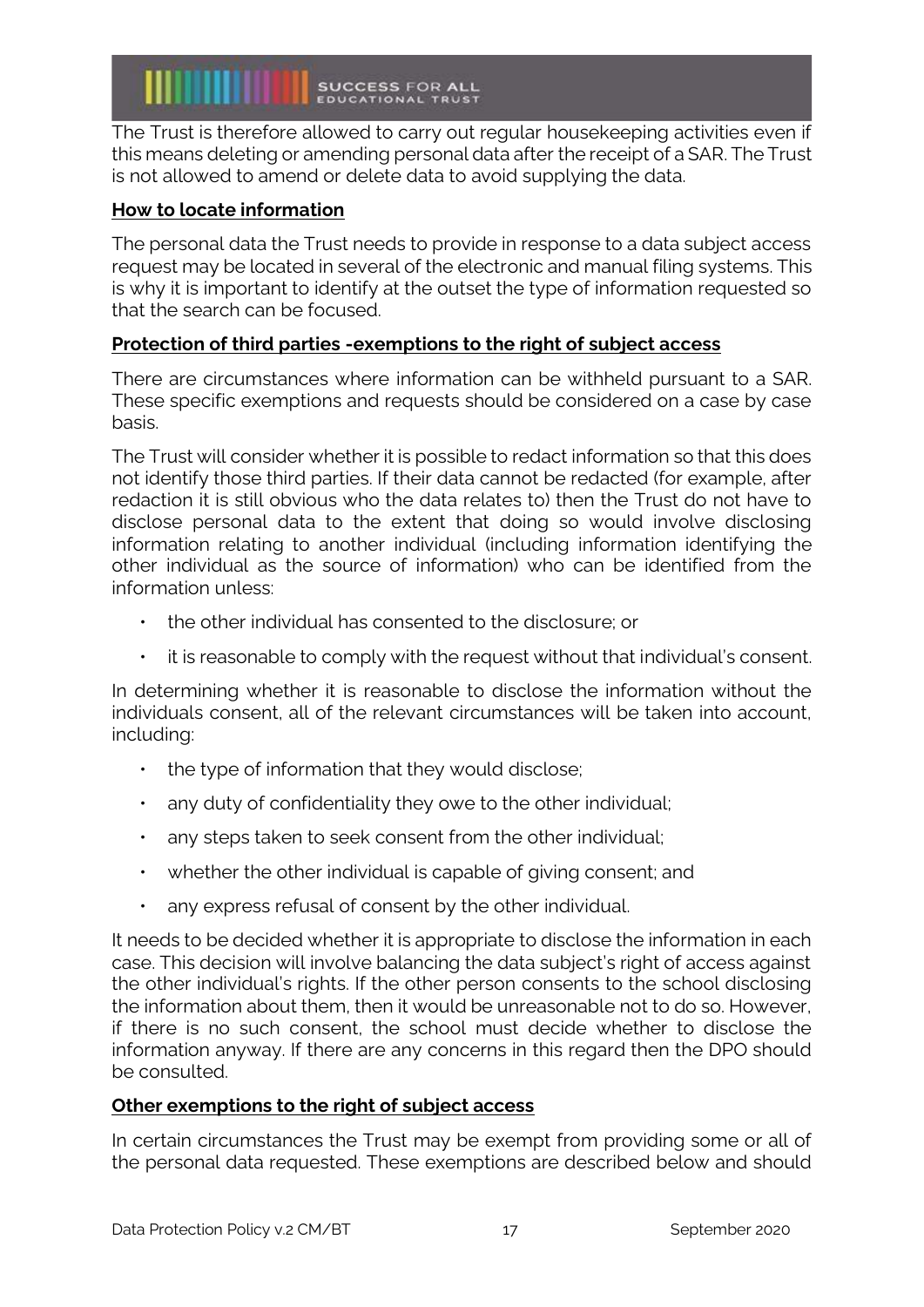The Trust is therefore allowed to carry out regular housekeeping activities even if this means deleting or amending personal data after the receipt of a SAR. The Trust is not allowed to amend or delete data to avoid supplying the data.

**How to locate information**

The personal data the Trust needs to provide in response to a data subject access request may be located in several of the electronic and manual filing systems. This is why it is important to identify at the outset the type of information requested so that the search can be focused.

**Protection of third parties -exemptions to the right of subject access**

There are circumstances where information can be withheld pursuant to a SAR. These specific exemptions and requests should be considered on a case by case basis.

The Trust will consider whether it is possible to redact information so that this does not identify those third parties. If their data cannot be redacted (for example, after redaction it is still obvious who the data relates to) then the Trust do not have to disclose personal data to the extent that doing so would involve disclosing information relating to another individual (including information identifying the other individual as the source of information) who can be identified from the information unless:

- the other individual has consented to the disclosure; or
- it is reasonable to comply with the request without that individual's consent.

In determining whether it is reasonable to disclose the information without the individuals consent, all of the relevant circumstances will be taken into account, including:

- the type of information that they would disclose;
- any duty of confidentiality they owe to the other individual;
- any steps taken to seek consent from the other individual;
- whether the other individual is capable of giving consent; and
- any express refusal of consent by the other individual.

It needs to be decided whether it is appropriate to disclose the information in each case. This decision will involve balancing the data subject's right of access against the other individual's rights. If the other person consents to the school disclosing the information about them, then it would be unreasonable not to do so. However, if there is no such consent, the school must decide whether to disclose the information anyway. If there are any concerns in this regard then the DPO should be consulted.

**Other exemptions to the right of subject access**

In certain circumstances the Trust may be exempt from providing some or all of the personal data requested. These exemptions are described below and should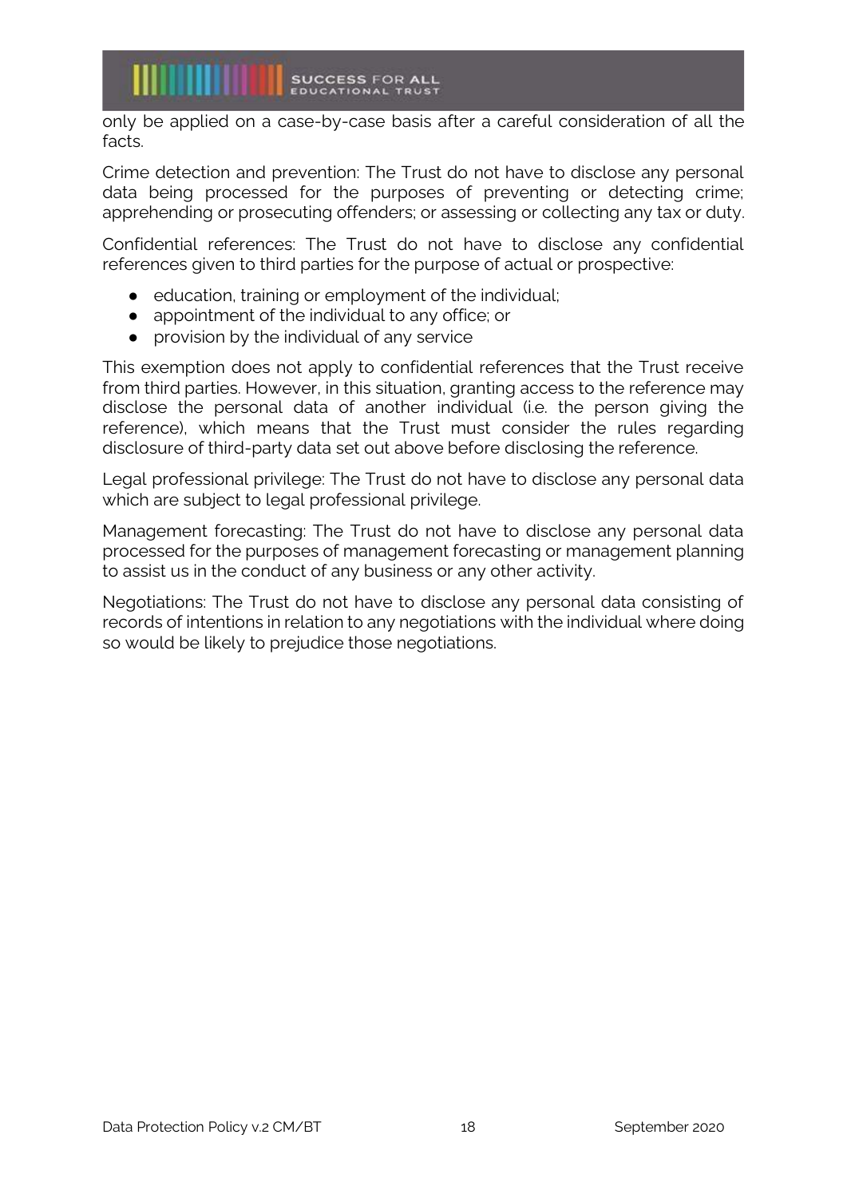only be applied on a case-by-case basis after a careful consideration of all the facts.

Crime detection and prevention: The Trust do not have to disclose any personal data being processed for the purposes of preventing or detecting crime; apprehending or prosecuting offenders; or assessing or collecting any tax or duty.

Confidential references: The Trust do not have to disclose any confidential references given to third parties for the purpose of actual or prospective:

- education, training or employment of the individual;
- appointment of the individual to any office; or
- provision by the individual of any service

This exemption does not apply to confidential references that the Trust receive from third parties. However, in this situation, granting access to the reference may disclose the personal data of another individual (i.e. the person giving the reference), which means that the Trust must consider the rules regarding disclosure of third-party data set out above before disclosing the reference.

Legal professional privilege: The Trust do not have to disclose any personal data which are subject to legal professional privilege.

Management forecasting: The Trust do not have to disclose any personal data processed for the purposes of management forecasting or management planning to assist us in the conduct of any business or any other activity.

Negotiations: The Trust do not have to disclose any personal data consisting of records of intentions in relation to any negotiations with the individual where doing so would be likely to prejudice those negotiations.